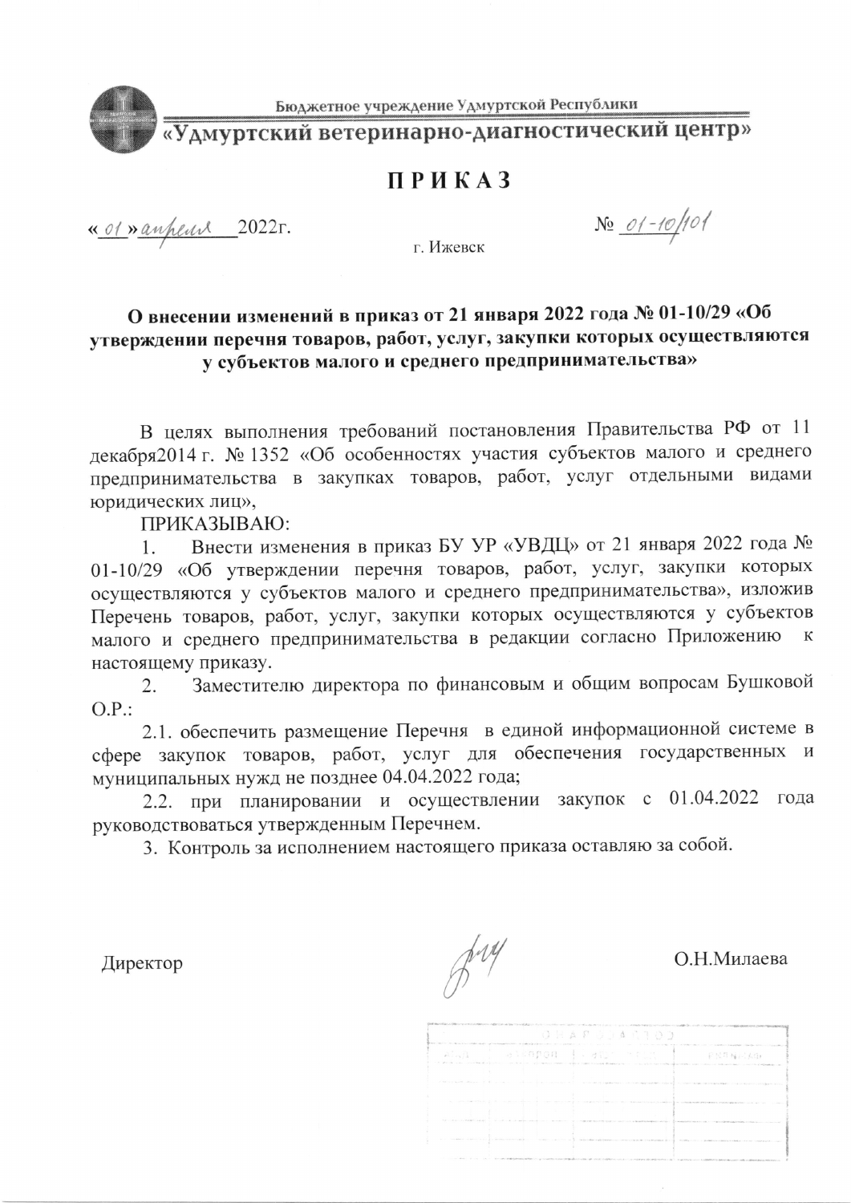Бюджетное учреждение Удмуртской Республики

**«Удмуртский ветеринарно-диагностический центр»**

# ПРИКАЗ

«01» апреля 2022г. № 01-10/101

г. Ижевск

**О внесении изменений в приказ от 21 января 2022 года № 01-10/29 «Об утверждении перечня товаров, работ, услуг, закупки которых осуществляются у субъектов малого и среднего предпринимательства»**

В целях выполнения требований постановления Правительства РФ от 11 декабря2014 г. № 1352 «Об особенностях участия субъектов малого и среднего предпринимательства в закупках товаров, работ, услуг отдельными видами юридических лиц»,

ПРИКАЗЫВАЮ:

1. Внести изменения в приказ БУ УР «УВДЦ» от 21 января 2022 года № 01-10/29 «Об утверждении перечня товаров, работ, услуг, закупки которых осуществляются у субъектов малого и среднего предпринимательства», изложив Перечень товаров, работ, услуг, закупки которых осуществляются у субъектов малого и среднего предпринимательства в редакции согласно Приложению к настоящему приказу.
2. Заместителю директора по финансовым и общим вопросам Бушковой О.Р.:

   2.1. обеспечить размещение Перечня в единой информационной системе в сфере закупок товаров, работ, услуг для обеспечения государственных и муниципальных нужд не позднее 04.04.2022 года;

   2.2. при планировании и осуществлении закупок с 01.04.2022 года руководствоваться утвержденным Перечнем.
3. Контроль за исполнением настоящего приказа оставляю за собой.

Директор О.Н.Милаева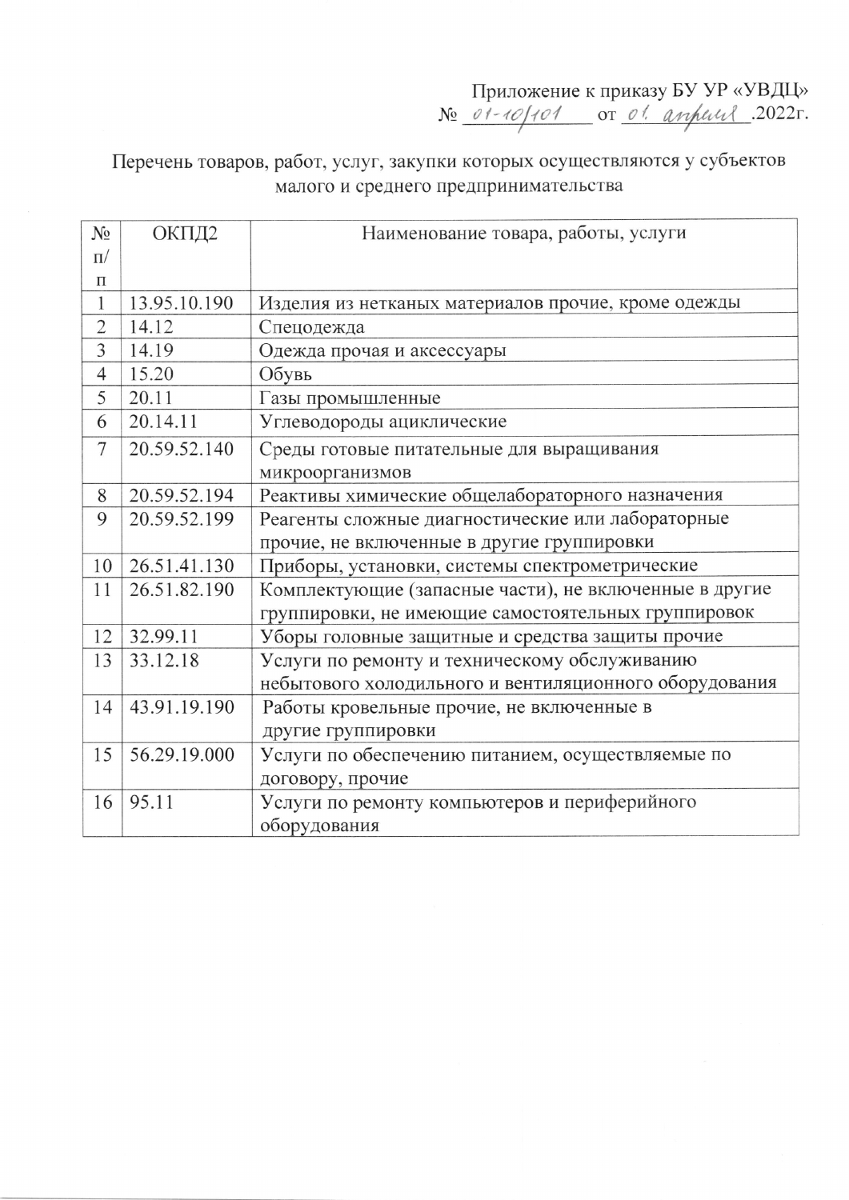Приложение к приказу БУ УР «УВДЦ»
№ 01-10/101 от 01 апреля .2022г.

Перечень товаров, работ, услуг, закупки которых осуществляются у субъектов малого и среднего предпринимательства

| № п/п | ОКПД2 | Наименование товара, работы, услуги |
|---|---|---|
| 1 | 13.95.10.190 | Изделия из нетканых материалов прочие, кроме одежды |
| 2 | 14.12 | Спецодежда |
| 3 | 14.19 | Одежда прочая и аксессуары |
| 4 | 15.20 | Обувь |
| 5 | 20.11 | Газы промышленные |
| 6 | 20.14.11 | Углеводороды ациклические |
| 7 | 20.59.52.140 | Среды готовые питательные для выращивания микроорганизмов |
| 8 | 20.59.52.194 | Реактивы химические общелабораторного назначения |
| 9 | 20.59.52.199 | Реагенты сложные диагностические или лабораторные прочие, не включенные в другие группировки |
| 10 | 26.51.41.130 | Приборы, установки, системы спектрометрические |
| 11 | 26.51.82.190 | Комплектующие (запасные части), не включенные в другие группировки, не имеющие самостоятельных группировок |
| 12 | 32.99.11 | Уборы головные защитные и средства защиты прочие |
| 13 | 33.12.18 | Услуги по ремонту и техническому обслуживанию небытового холодильного и вентиляционного оборудования |
| 14 | 43.91.19.190 | Работы кровельные прочие, не включенные в другие группировки |
| 15 | 56.29.19.000 | Услуги по обеспечению питанием, осуществляемые по договору, прочие |
| 16 | 95.11 | Услуги по ремонту компьютеров и периферийного оборудования |